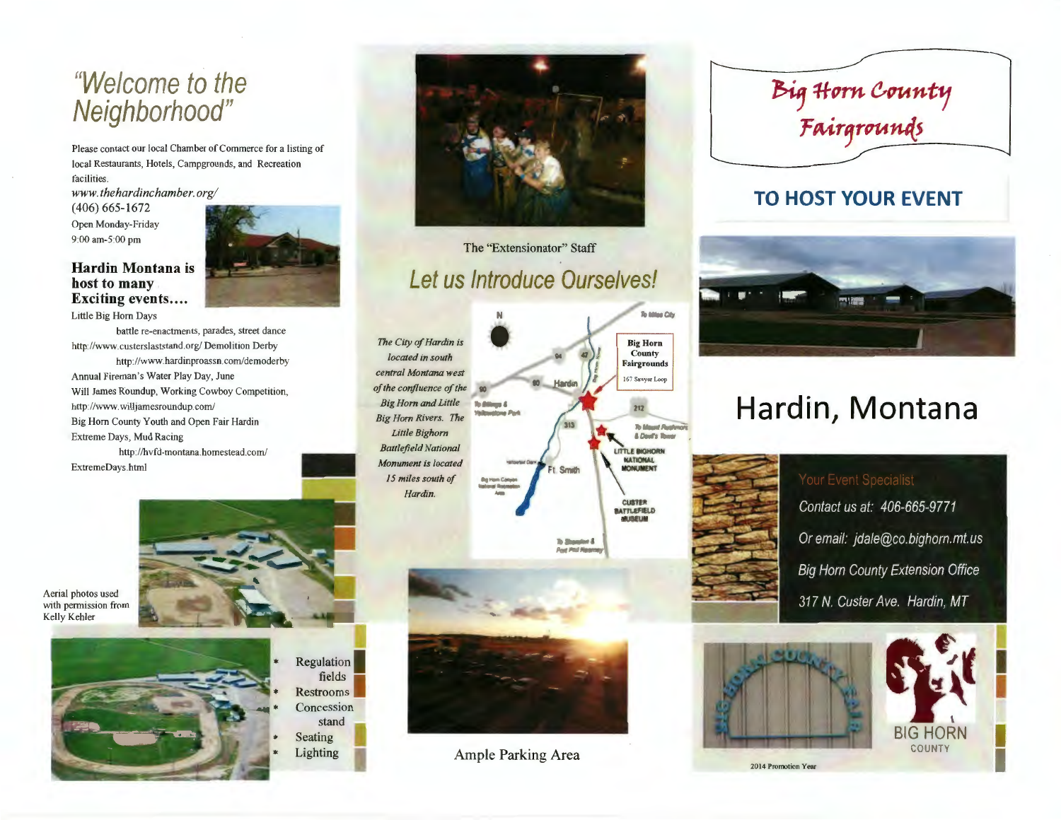# "Welcome to the Neighborhood"

Please contact our local Chamber of Commerce for a listing of local Restaurants, Hotels, Campgrounds, and Recreation facilities.

*www.thehardinchamber.org/*

(406) 665-1672

Open Monday-Friday

9:00 am-5:00 pm

## Hardin Montana is host to many Exciting events….

Little Big Horn Days

battle re-enactments, parades, street dance

http://www.custerslaststand.org/ Demolition Derby

http://www.hardinproassn.com/demoderby

Annual Fireman's Water Play Day, June

Will James Roundup, Working Cowboy Competition,

http://www.willjamesroundup.com/

Big Horn County Youth and Open Fair Hardin

Extreme Days, Mud Racing

http://hvfd-montana.homestead.com/ExtremeDays.html

Aerial photos used with permission from Kelly Kehler

* Regulation fields
* Restrooms
* Concession stand
* Seating
* Lighting

The "Extensionator" Staff

## Let us Introduce Ourselves!

*The City of Hardin is located in south central Montana west of the confluence of the Big Horn and Little Big Horn Rivers. The Little Bighorn Battlefield National Monument is located 15 miles south of Hardin.*

N

To Miles City

Big Horn County Fairgrounds

167 Sawyer Loop

94

47

90

Hardin

212

To Billings & Yellowstone Park

313

To Mount Rushmore & Devil's Tower

LITTLE BIGHORN NATIONAL MONUMENT

Ft. Smith

Yellowtail Dam

Big Horn Canyon National Recreation Area

CUSTER BATTLEFIELD MUSEUM

To Sheridan & Fort Phil Kearney

Ample Parking Area

# Big Horn County Fairgrounds

## TO HOST YOUR EVENT

# Hardin, Montana

Your Event Specialist

*Contact us at: 406-665-9771*

*Or email: jdale@co.bighorn.mt.us*

*Big Horn County Extension Office*

*317 N. Custer Ave. Hardin, MT*

BIG HORN COUNTY FAIR

BIG HORN COUNTY

2014 Promotion Year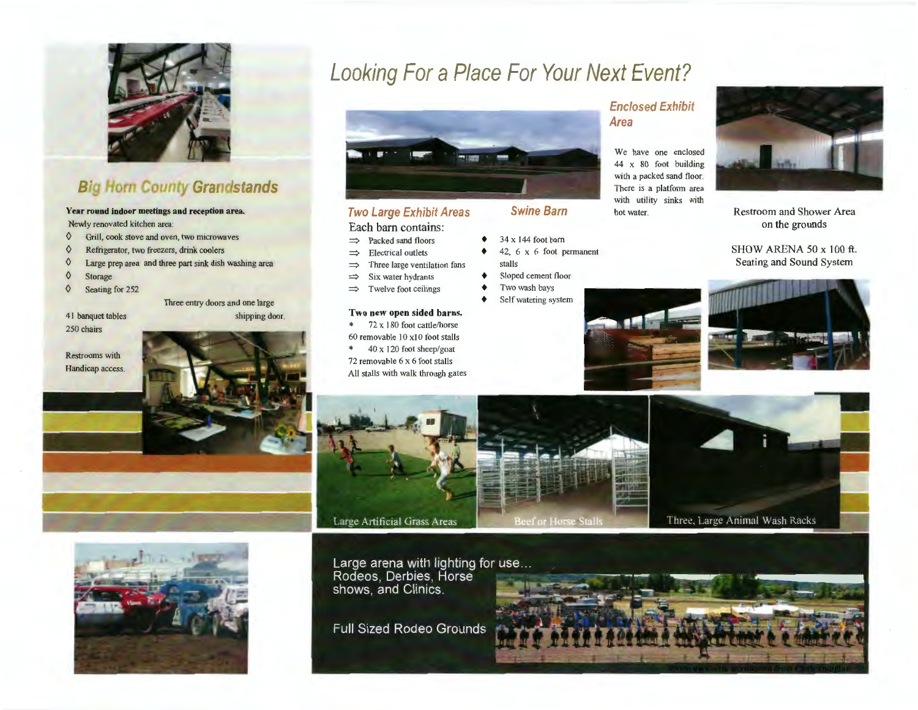# Looking For a Place For Your Next Event?

## Big Horn County Grandstands

**Year round indoor meetings and reception area.**

Newly renovated kitchen area:

- Grill, cook stove and oven, two microwaves
- Refrigerator, two freezers, drink coolers
- Large prep area and three part sink dish washing area
- Storage
- Seating for 252

Three entry doors and one large shipping door.

41 banquet tables
250 chairs

Restrooms with Handicap access.

## Two Large Exhibit Areas

Each barn contains:

- ⇒ Packed sand floors
- ⇒ Electrical outlets
- ⇒ Three large ventilation fans
- ⇒ Six water hydrants
- ⇒ Twelve foot ceilings

**Two new open sided barns.**

- * 72 x 180 foot cattle/horse
  60 removable 10 x10 foot stalls
- * 40 x 120 foot sheep/goat
  72 removable 6 x 6 foot stalls

All stalls with walk through gates

## Swine Barn

- 34 x 144 foot barn
- 42, 6 x 6 foot permanent stalls
- Sloped cement floor
- Two wash bays
- Self watering system

## Enclosed Exhibit Area

We have one enclosed 44 x 80 foot building with a packed sand floor. There is a platform area with utility sinks with hot water.

Restroom and Shower Area on the grounds

SHOW ARENA 50 x 100 ft.
Seating and Sound System

Large Artificial Grass Areas

Beef or Horse Stalls

Three, Large Animal Wash Racks

Large arena with lighting for use… Rodeos, Derbies, Horse shows, and Clinics.

Full Sized Rodeo Grounds